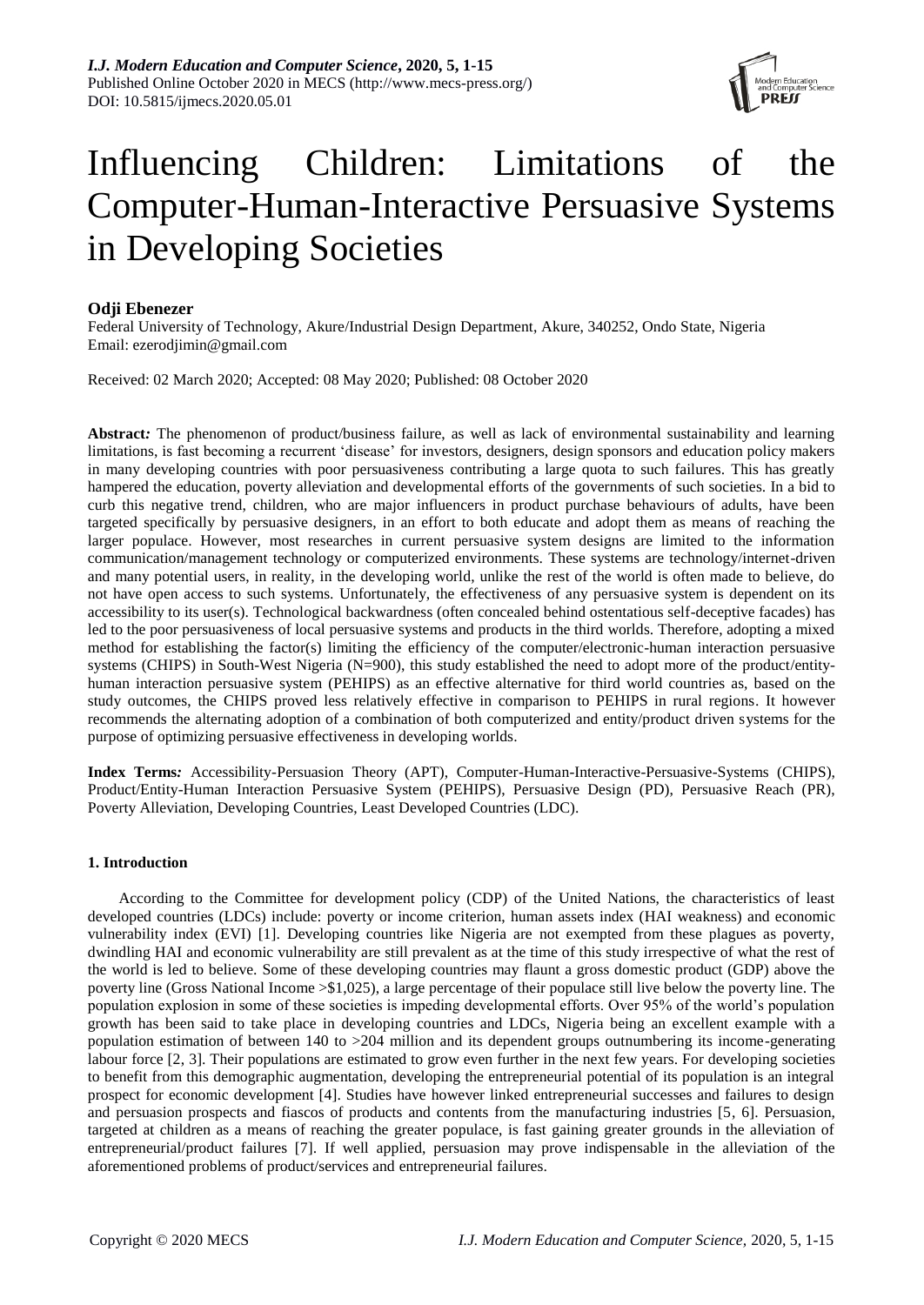# Influencing Children: Limitations of the Computer-Human-Interactive Persuasive Systems in Developing Societies

**Odji Ebenezer**

Federal University of Technology, Akure/Industrial Design Department, Akure, 340252, Ondo State, Nigeria
Email: ezerodjimin@gmail.com

Received: 02 March 2020; Accepted: 08 May 2020; Published: 08 October 2020

**Abstract:** The phenomenon of product/business failure, as well as lack of environmental sustainability and learning limitations, is fast becoming a recurrent 'disease' for investors, designers, design sponsors and education policy makers in many developing countries with poor persuasiveness contributing a large quota to such failures. This has greatly hampered the education, poverty alleviation and developmental efforts of the governments of such societies. In a bid to curb this negative trend, children, who are major influencers in product purchase behaviours of adults, have been targeted specifically by persuasive designers, in an effort to both educate and adopt them as means of reaching the larger populace. However, most researches in current persuasive system designs are limited to the information communication/management technology or computerized environments. These systems are technology/internet-driven and many potential users, in reality, in the developing world, unlike the rest of the world is often made to believe, do not have open access to such systems. Unfortunately, the effectiveness of any persuasive system is dependent on its accessibility to its user(s). Technological backwardness (often concealed behind ostentatious self-deceptive facades) has led to the poor persuasiveness of local persuasive systems and products in the third worlds. Therefore, adopting a mixed method for establishing the factor(s) limiting the efficiency of the computer/electronic-human interaction persuasive systems (CHIPS) in South-West Nigeria (N=900), this study established the need to adopt more of the product/entity-human interaction persuasive system (PEHIPS) as an effective alternative for third world countries as, based on the study outcomes, the CHIPS proved less relatively effective in comparison to PEHIPS in rural regions. It however recommends the alternating adoption of a combination of both computerized and entity/product driven systems for the purpose of optimizing persuasive effectiveness in developing worlds.

**Index Terms:** Accessibility-Persuasion Theory (APT), Computer-Human-Interactive-Persuasive-Systems (CHIPS), Product/Entity-Human Interaction Persuasive System (PEHIPS), Persuasive Design (PD), Persuasive Reach (PR), Poverty Alleviation, Developing Countries, Least Developed Countries (LDC).

## 1. Introduction

According to the Committee for development policy (CDP) of the United Nations, the characteristics of least developed countries (LDCs) include: poverty or income criterion, human assets index (HAI weakness) and economic vulnerability index (EVI) [1]. Developing countries like Nigeria are not exempted from these plagues as poverty, dwindling HAI and economic vulnerability are still prevalent as at the time of this study irrespective of what the rest of the world is led to believe. Some of these developing countries may flaunt a gross domestic product (GDP) above the poverty line (Gross National Income >$1,025), a large percentage of their populace still live below the poverty line. The population explosion in some of these societies is impeding developmental efforts. Over 95% of the world's population growth has been said to take place in developing countries and LDCs, Nigeria being an excellent example with a population estimation of between 140 to >204 million and its dependent groups outnumbering its income-generating labour force [2, 3]. Their populations are estimated to grow even further in the next few years. For developing societies to benefit from this demographic augmentation, developing the entrepreneurial potential of its population is an integral prospect for economic development [4]. Studies have however linked entrepreneurial successes and failures to design and persuasion prospects and fiascos of products and contents from the manufacturing industries [5, 6]. Persuasion, targeted at children as a means of reaching the greater populace, is fast gaining greater grounds in the alleviation of entrepreneurial/product failures [7]. If well applied, persuasion may prove indispensable in the alleviation of the aforementioned problems of product/services and entrepreneurial failures.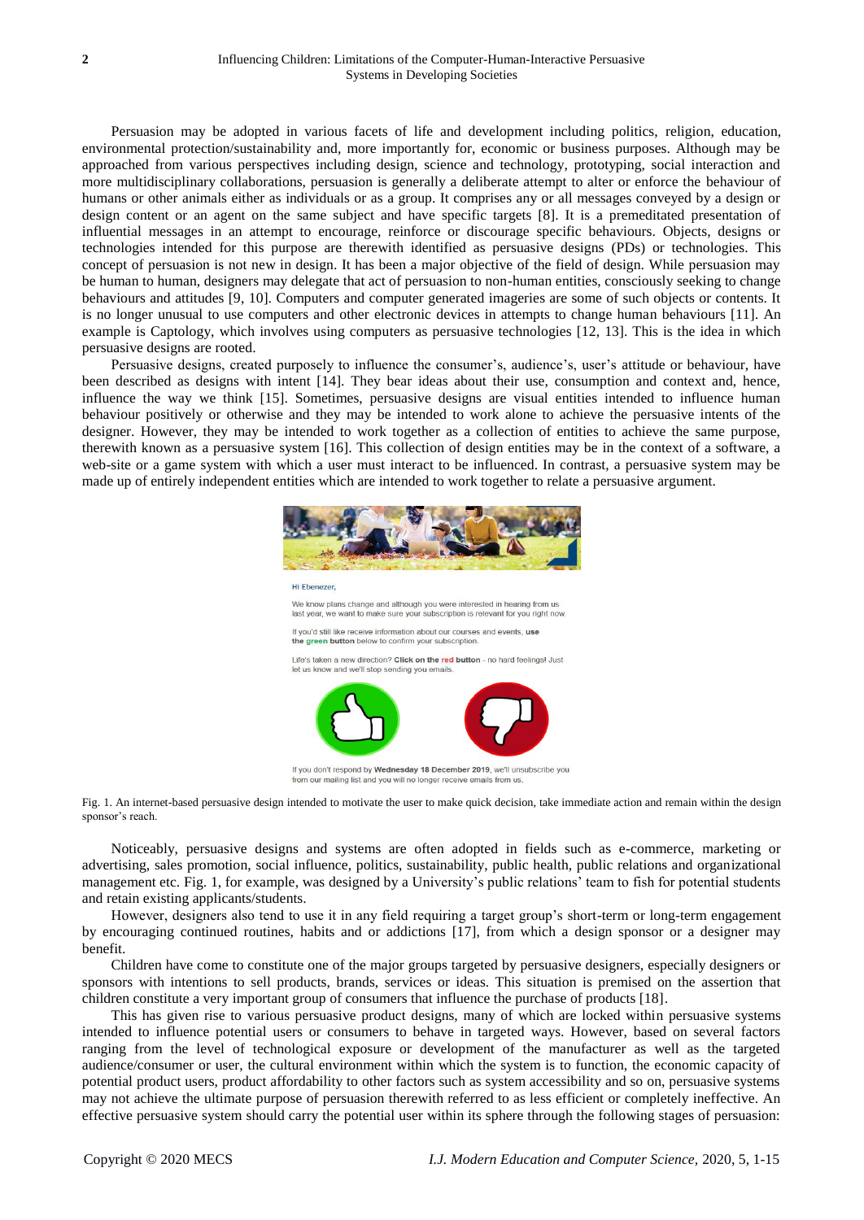Persuasion may be adopted in various facets of life and development including politics, religion, education, environmental protection/sustainability and, more importantly for, economic or business purposes. Although may be approached from various perspectives including design, science and technology, prototyping, social interaction and more multidisciplinary collaborations, persuasion is generally a deliberate attempt to alter or enforce the behaviour of humans or other animals either as individuals or as a group. It comprises any or all messages conveyed by a design or design content or an agent on the same subject and have specific targets [8]. It is a premeditated presentation of influential messages in an attempt to encourage, reinforce or discourage specific behaviours. Objects, designs or technologies intended for this purpose are therewith identified as persuasive designs (PDs) or technologies. This concept of persuasion is not new in design. It has been a major objective of the field of design. While persuasion may be human to human, designers may delegate that act of persuasion to non-human entities, consciously seeking to change behaviours and attitudes [9, 10]. Computers and computer generated imageries are some of such objects or contents. It is no longer unusual to use computers and other electronic devices in attempts to change human behaviours [11]. An example is Captology, which involves using computers as persuasive technologies [12, 13]. This is the idea in which persuasive designs are rooted.

Persuasive designs, created purposely to influence the consumer's, audience's, user's attitude or behaviour, have been described as designs with intent [14]. They bear ideas about their use, consumption and context and, hence, influence the way we think [15]. Sometimes, persuasive designs are visual entities intended to influence human behaviour positively or otherwise and they may be intended to work alone to achieve the persuasive intents of the designer. However, they may be intended to work together as a collection of entities to achieve the same purpose, therewith known as a persuasive system [16]. This collection of design entities may be in the context of a software, a web-site or a game system with which a user must interact to be influenced. In contrast, a persuasive system may be made up of entirely independent entities which are intended to work together to relate a persuasive argument.

Fig. 1. An internet-based persuasive design intended to motivate the user to make quick decision, take immediate action and remain within the design sponsor's reach.

Noticeably, persuasive designs and systems are often adopted in fields such as e-commerce, marketing or advertising, sales promotion, social influence, politics, sustainability, public health, public relations and organizational management etc. Fig. 1, for example, was designed by a University's public relations' team to fish for potential students and retain existing applicants/students.

However, designers also tend to use it in any field requiring a target group's short-term or long-term engagement by encouraging continued routines, habits and or addictions [17], from which a design sponsor or a designer may benefit.

Children have come to constitute one of the major groups targeted by persuasive designers, especially designers or sponsors with intentions to sell products, brands, services or ideas. This situation is premised on the assertion that children constitute a very important group of consumers that influence the purchase of products [18].

This has given rise to various persuasive product designs, many of which are locked within persuasive systems intended to influence potential users or consumers to behave in targeted ways. However, based on several factors ranging from the level of technological exposure or development of the manufacturer as well as the targeted audience/consumer or user, the cultural environment within which the system is to function, the economic capacity of potential product users, product affordability to other factors such as system accessibility and so on, persuasive systems may not achieve the ultimate purpose of persuasion therewith referred to as less efficient or completely ineffective. An effective persuasive system should carry the potential user within its sphere through the following stages of persuasion: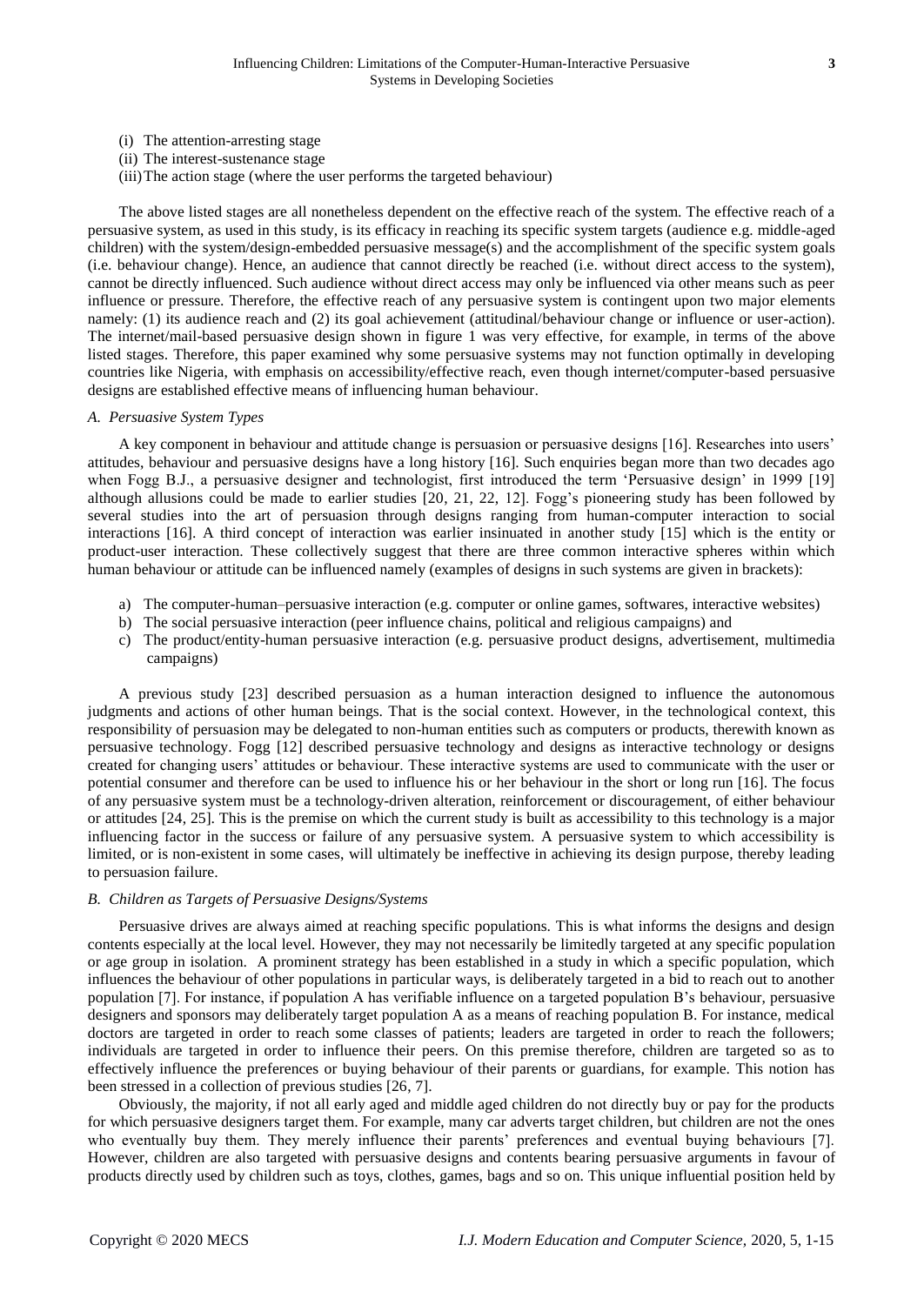(i) The attention-arresting stage
(ii) The interest-sustenance stage
(iii) The action stage (where the user performs the targeted behaviour)

The above listed stages are all nonetheless dependent on the effective reach of the system. The effective reach of a persuasive system, as used in this study, is its efficacy in reaching its specific system targets (audience e.g. middle-aged children) with the system/design-embedded persuasive message(s) and the accomplishment of the specific system goals (i.e. behaviour change). Hence, an audience that cannot directly be reached (i.e. without direct access to the system), cannot be directly influenced. Such audience without direct access may only be influenced via other means such as peer influence or pressure. Therefore, the effective reach of any persuasive system is contingent upon two major elements namely: (1) its audience reach and (2) its goal achievement (attitudinal/behaviour change or influence or user-action). The internet/mail-based persuasive design shown in figure 1 was very effective, for example, in terms of the above listed stages. Therefore, this paper examined why some persuasive systems may not function optimally in developing countries like Nigeria, with emphasis on accessibility/effective reach, even though internet/computer-based persuasive designs are established effective means of influencing human behaviour.

### *A. Persuasive System Types*

A key component in behaviour and attitude change is persuasion or persuasive designs [16]. Researches into users' attitudes, behaviour and persuasive designs have a long history [16]. Such enquiries began more than two decades ago when Fogg B.J., a persuasive designer and technologist, first introduced the term 'Persuasive design' in 1999 [19] although allusions could be made to earlier studies [20, 21, 22, 12]. Fogg's pioneering study has been followed by several studies into the art of persuasion through designs ranging from human-computer interaction to social interactions [16]. A third concept of interaction was earlier insinuated in another study [15] which is the entity or product-user interaction. These collectively suggest that there are three common interactive spheres within which human behaviour or attitude can be influenced namely (examples of designs in such systems are given in brackets):

a) The computer-human–persuasive interaction (e.g. computer or online games, softwares, interactive websites)
b) The social persuasive interaction (peer influence chains, political and religious campaigns) and
c) The product/entity-human persuasive interaction (e.g. persuasive product designs, advertisement, multimedia campaigns)

A previous study [23] described persuasion as a human interaction designed to influence the autonomous judgments and actions of other human beings. That is the social context. However, in the technological context, this responsibility of persuasion may be delegated to non-human entities such as computers or products, therewith known as persuasive technology. Fogg [12] described persuasive technology and designs as interactive technology or designs created for changing users' attitudes or behaviour. These interactive systems are used to communicate with the user or potential consumer and therefore can be used to influence his or her behaviour in the short or long run [16]. The focus of any persuasive system must be a technology-driven alteration, reinforcement or discouragement, of either behaviour or attitudes [24, 25]. This is the premise on which the current study is built as accessibility to this technology is a major influencing factor in the success or failure of any persuasive system. A persuasive system to which accessibility is limited, or is non-existent in some cases, will ultimately be ineffective in achieving its design purpose, thereby leading to persuasion failure.

### *B. Children as Targets of Persuasive Designs/Systems*

Persuasive drives are always aimed at reaching specific populations. This is what informs the designs and design contents especially at the local level. However, they may not necessarily be limitedly targeted at any specific population or age group in isolation. A prominent strategy has been established in a study in which a specific population, which influences the behaviour of other populations in particular ways, is deliberately targeted in a bid to reach out to another population [7]. For instance, if population A has verifiable influence on a targeted population B's behaviour, persuasive designers and sponsors may deliberately target population A as a means of reaching population B. For instance, medical doctors are targeted in order to reach some classes of patients; leaders are targeted in order to reach the followers; individuals are targeted in order to influence their peers. On this premise therefore, children are targeted so as to effectively influence the preferences or buying behaviour of their parents or guardians, for example. This notion has been stressed in a collection of previous studies [26, 7].

Obviously, the majority, if not all early aged and middle aged children do not directly buy or pay for the products for which persuasive designers target them. For example, many car adverts target children, but children are not the ones who eventually buy them. They merely influence their parents' preferences and eventual buying behaviours [7]. However, children are also targeted with persuasive designs and contents bearing persuasive arguments in favour of products directly used by children such as toys, clothes, games, bags and so on. This unique influential position held by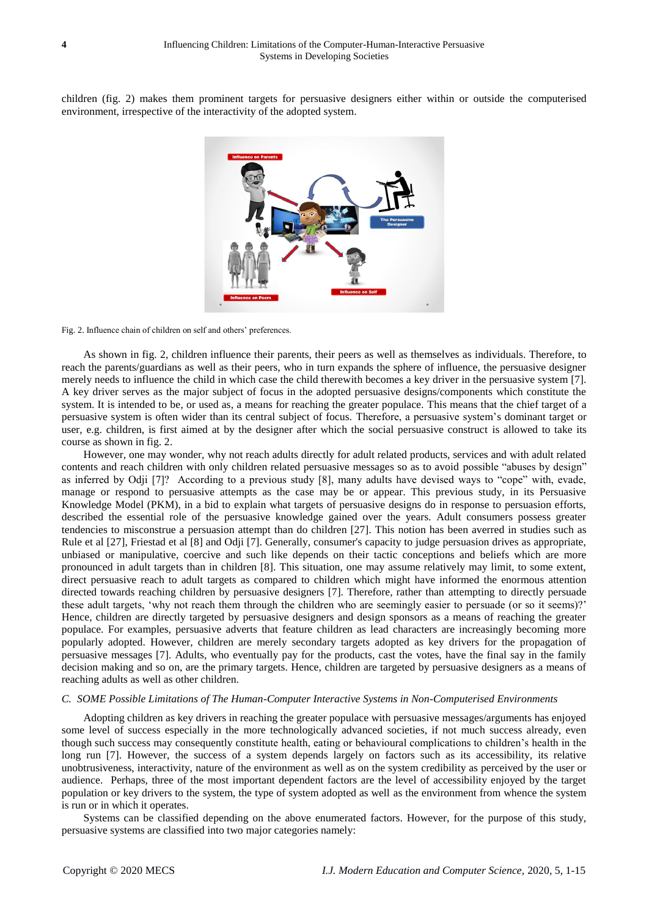children (fig. 2) makes them prominent targets for persuasive designers either within or outside the computerised environment, irrespective of the interactivity of the adopted system.

Fig. 2. Influence chain of children on self and others' preferences.

As shown in fig. 2, children influence their parents, their peers as well as themselves as individuals. Therefore, to reach the parents/guardians as well as their peers, who in turn expands the sphere of influence, the persuasive designer merely needs to influence the child in which case the child therewith becomes a key driver in the persuasive system [7]. A key driver serves as the major subject of focus in the adopted persuasive designs/components which constitute the system. It is intended to be, or used as, a means for reaching the greater populace. This means that the chief target of a persuasive system is often wider than its central subject of focus. Therefore, a persuasive system's dominant target or user, e.g. children, is first aimed at by the designer after which the social persuasive construct is allowed to take its course as shown in fig. 2.

However, one may wonder, why not reach adults directly for adult related products, services and with adult related contents and reach children with only children related persuasive messages so as to avoid possible "abuses by design" as inferred by Odji [7]? According to a previous study [8], many adults have devised ways to "cope" with, evade, manage or respond to persuasive attempts as the case may be or appear. This previous study, in its Persuasive Knowledge Model (PKM), in a bid to explain what targets of persuasive designs do in response to persuasion efforts, described the essential role of the persuasive knowledge gained over the years. Adult consumers possess greater tendencies to misconstrue a persuasion attempt than do children [27]. This notion has been averred in studies such as Rule et al [27], Friestad et al [8] and Odji [7]. Generally, consumer's capacity to judge persuasion drives as appropriate, unbiased or manipulative, coercive and such like depends on their tactic conceptions and beliefs which are more pronounced in adult targets than in children [8]. This situation, one may assume relatively may limit, to some extent, direct persuasive reach to adult targets as compared to children which might have informed the enormous attention directed towards reaching children by persuasive designers [7]. Therefore, rather than attempting to directly persuade these adult targets, 'why not reach them through the children who are seemingly easier to persuade (or so it seems)?' Hence, children are directly targeted by persuasive designers and design sponsors as a means of reaching the greater populace. For examples, persuasive adverts that feature children as lead characters are increasingly becoming more popularly adopted. However, children are merely secondary targets adopted as key drivers for the propagation of persuasive messages [7]. Adults, who eventually pay for the products, cast the votes, have the final say in the family decision making and so on, are the primary targets. Hence, children are targeted by persuasive designers as a means of reaching adults as well as other children.

### *C. SOME Possible Limitations of The Human-Computer Interactive Systems in Non-Computerised Environments*

Adopting children as key drivers in reaching the greater populace with persuasive messages/arguments has enjoyed some level of success especially in the more technologically advanced societies, if not much success already, even though such success may consequently constitute health, eating or behavioural complications to children's health in the long run [7]. However, the success of a system depends largely on factors such as its accessibility, its relative unobtrusiveness, interactivity, nature of the environment as well as on the system credibility as perceived by the user or audience. Perhaps, three of the most important dependent factors are the level of accessibility enjoyed by the target population or key drivers to the system, the type of system adopted as well as the environment from whence the system is run or in which it operates.

Systems can be classified depending on the above enumerated factors. However, for the purpose of this study, persuasive systems are classified into two major categories namely: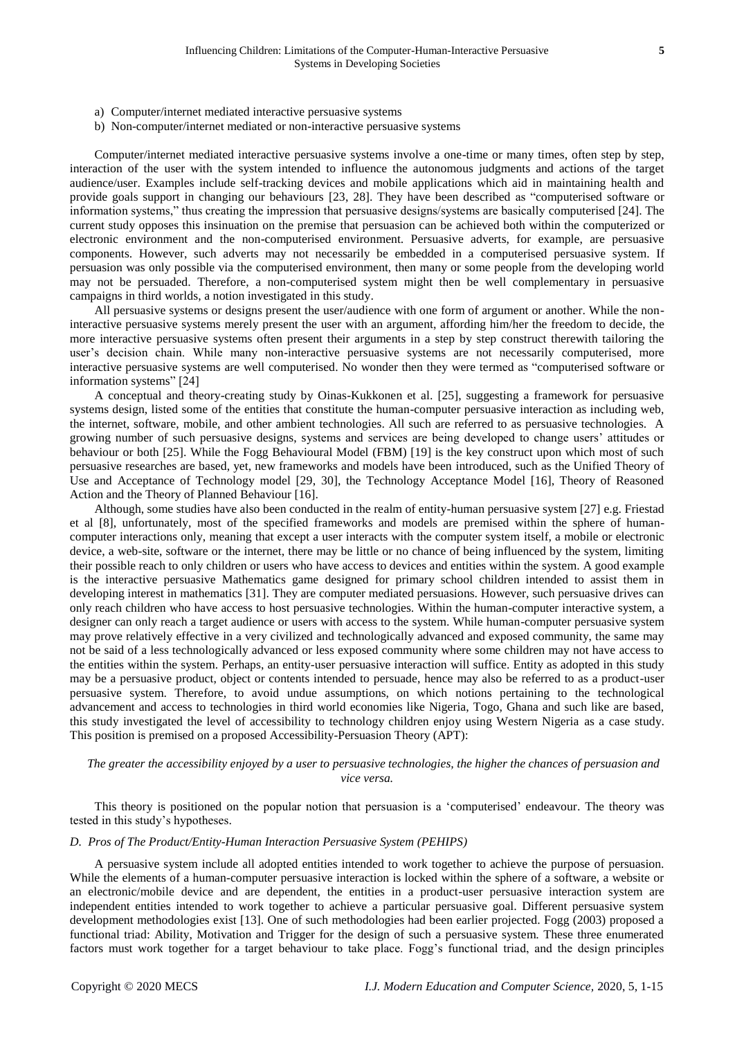a) Computer/internet mediated interactive persuasive systems
b) Non-computer/internet mediated or non-interactive persuasive systems

Computer/internet mediated interactive persuasive systems involve a one-time or many times, often step by step, interaction of the user with the system intended to influence the autonomous judgments and actions of the target audience/user. Examples include self-tracking devices and mobile applications which aid in maintaining health and provide goals support in changing our behaviours [23, 28]. They have been described as "computerised software or information systems," thus creating the impression that persuasive designs/systems are basically computerised [24]. The current study opposes this insinuation on the premise that persuasion can be achieved both within the computerized or electronic environment and the non-computerised environment. Persuasive adverts, for example, are persuasive components. However, such adverts may not necessarily be embedded in a computerised persuasive system. If persuasion was only possible via the computerised environment, then many or some people from the developing world may not be persuaded. Therefore, a non-computerised system might then be well complementary in persuasive campaigns in third worlds, a notion investigated in this study.

All persuasive systems or designs present the user/audience with one form of argument or another. While the non-interactive persuasive systems merely present the user with an argument, affording him/her the freedom to decide, the more interactive persuasive systems often present their arguments in a step by step construct therewith tailoring the user's decision chain. While many non-interactive persuasive systems are not necessarily computerised, more interactive persuasive systems are well computerised. No wonder then they were termed as "computerised software or information systems" [24]

A conceptual and theory-creating study by Oinas-Kukkonen et al. [25], suggesting a framework for persuasive systems design, listed some of the entities that constitute the human-computer persuasive interaction as including web, the internet, software, mobile, and other ambient technologies. All such are referred to as persuasive technologies. A growing number of such persuasive designs, systems and services are being developed to change users' attitudes or behaviour or both [25]. While the Fogg Behavioural Model (FBM) [19] is the key construct upon which most of such persuasive researches are based, yet, new frameworks and models have been introduced, such as the Unified Theory of Use and Acceptance of Technology model [29, 30], the Technology Acceptance Model [16], Theory of Reasoned Action and the Theory of Planned Behaviour [16].

Although, some studies have also been conducted in the realm of entity-human persuasive system [27] e.g. Friestad et al [8], unfortunately, most of the specified frameworks and models are premised within the sphere of human-computer interactions only, meaning that except a user interacts with the computer system itself, a mobile or electronic device, a web-site, software or the internet, there may be little or no chance of being influenced by the system, limiting their possible reach to only children or users who have access to devices and entities within the system. A good example is the interactive persuasive Mathematics game designed for primary school children intended to assist them in developing interest in mathematics [31]. They are computer mediated persuasions. However, such persuasive drives can only reach children who have access to host persuasive technologies. Within the human-computer interactive system, a designer can only reach a target audience or users with access to the system. While human-computer persuasive system may prove relatively effective in a very civilized and technologically advanced and exposed community, the same may not be said of a less technologically advanced or less exposed community where some children may not have access to the entities within the system. Perhaps, an entity-user persuasive interaction will suffice. Entity as adopted in this study may be a persuasive product, object or contents intended to persuade, hence may also be referred to as a product-user persuasive system. Therefore, to avoid undue assumptions, on which notions pertaining to the technological advancement and access to technologies in third world economies like Nigeria, Togo, Ghana and such like are based, this study investigated the level of accessibility to technology children enjoy using Western Nigeria as a case study. This position is premised on a proposed Accessibility-Persuasion Theory (APT):

*The greater the accessibility enjoyed by a user to persuasive technologies, the higher the chances of persuasion and vice versa.*

This theory is positioned on the popular notion that persuasion is a 'computerised' endeavour. The theory was tested in this study's hypotheses.

### *D. Pros of The Product/Entity-Human Interaction Persuasive System (PEHIPS)*

A persuasive system include all adopted entities intended to work together to achieve the purpose of persuasion. While the elements of a human-computer persuasive interaction is locked within the sphere of a software, a website or an electronic/mobile device and are dependent, the entities in a product-user persuasive interaction system are independent entities intended to work together to achieve a particular persuasive goal. Different persuasive system development methodologies exist [13]. One of such methodologies had been earlier projected. Fogg (2003) proposed a functional triad: Ability, Motivation and Trigger for the design of such a persuasive system. These three enumerated factors must work together for a target behaviour to take place. Fogg's functional triad, and the design principles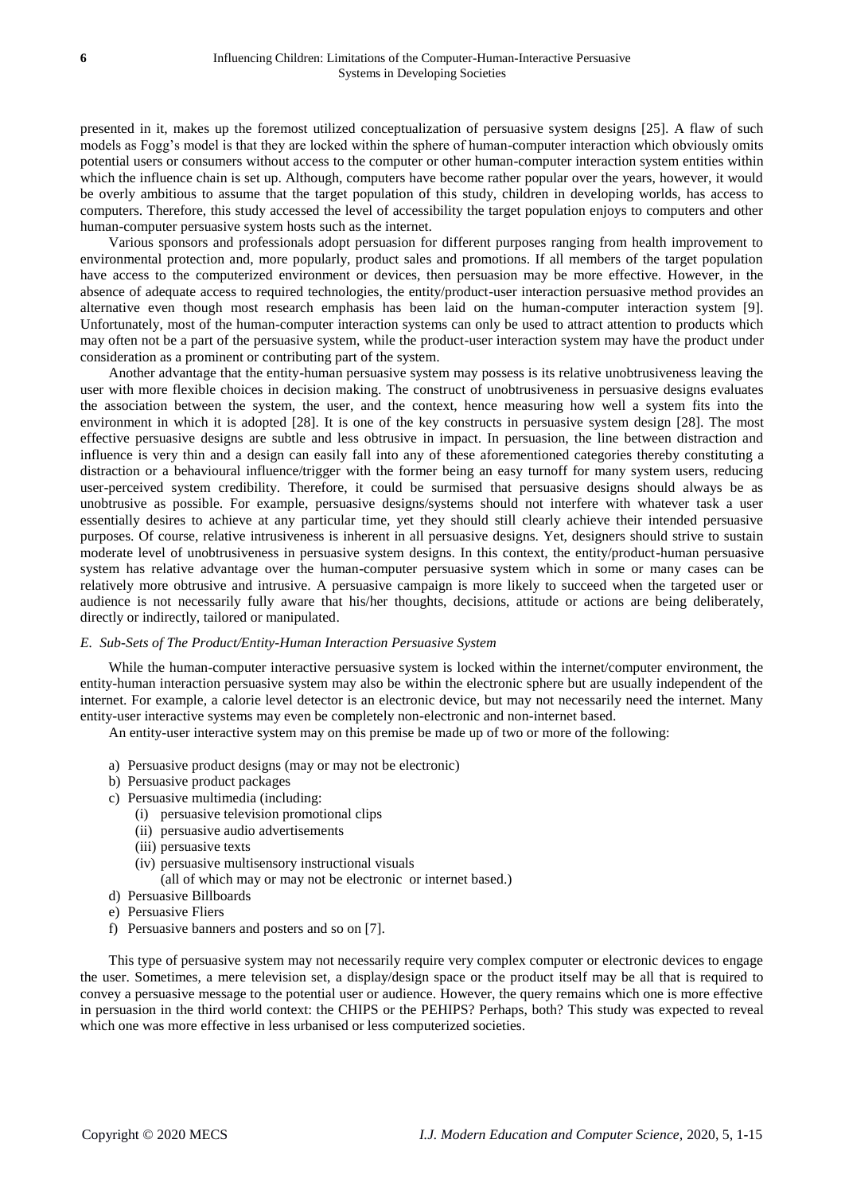presented in it, makes up the foremost utilized conceptualization of persuasive system designs [25]. A flaw of such models as Fogg's model is that they are locked within the sphere of human-computer interaction which obviously omits potential users or consumers without access to the computer or other human-computer interaction system entities within which the influence chain is set up. Although, computers have become rather popular over the years, however, it would be overly ambitious to assume that the target population of this study, children in developing worlds, has access to computers. Therefore, this study accessed the level of accessibility the target population enjoys to computers and other human-computer persuasive system hosts such as the internet.

Various sponsors and professionals adopt persuasion for different purposes ranging from health improvement to environmental protection and, more popularly, product sales and promotions. If all members of the target population have access to the computerized environment or devices, then persuasion may be more effective. However, in the absence of adequate access to required technologies, the entity/product-user interaction persuasive method provides an alternative even though most research emphasis has been laid on the human-computer interaction system [9]. Unfortunately, most of the human-computer interaction systems can only be used to attract attention to products which may often not be a part of the persuasive system, while the product-user interaction system may have the product under consideration as a prominent or contributing part of the system.

Another advantage that the entity-human persuasive system may possess is its relative unobtrusiveness leaving the user with more flexible choices in decision making. The construct of unobtrusiveness in persuasive designs evaluates the association between the system, the user, and the context, hence measuring how well a system fits into the environment in which it is adopted [28]. It is one of the key constructs in persuasive system design [28]. The most effective persuasive designs are subtle and less obtrusive in impact. In persuasion, the line between distraction and influence is very thin and a design can easily fall into any of these aforementioned categories thereby constituting a distraction or a behavioural influence/trigger with the former being an easy turnoff for many system users, reducing user-perceived system credibility. Therefore, it could be surmised that persuasive designs should always be as unobtrusive as possible. For example, persuasive designs/systems should not interfere with whatever task a user essentially desires to achieve at any particular time, yet they should still clearly achieve their intended persuasive purposes. Of course, relative intrusiveness is inherent in all persuasive designs. Yet, designers should strive to sustain moderate level of unobtrusiveness in persuasive system designs. In this context, the entity/product-human persuasive system has relative advantage over the human-computer persuasive system which in some or many cases can be relatively more obtrusive and intrusive. A persuasive campaign is more likely to succeed when the targeted user or audience is not necessarily fully aware that his/her thoughts, decisions, attitude or actions are being deliberately, directly or indirectly, tailored or manipulated.

### *E. Sub-Sets of The Product/Entity-Human Interaction Persuasive System*

While the human-computer interactive persuasive system is locked within the internet/computer environment, the entity-human interaction persuasive system may also be within the electronic sphere but are usually independent of the internet. For example, a calorie level detector is an electronic device, but may not necessarily need the internet. Many entity-user interactive systems may even be completely non-electronic and non-internet based.

An entity-user interactive system may on this premise be made up of two or more of the following:

a) Persuasive product designs (may or may not be electronic)
b) Persuasive product packages
c) Persuasive multimedia (including:
   (i) persuasive television promotional clips
   (ii) persuasive audio advertisements
   (iii) persuasive texts
   (iv) persuasive multisensory instructional visuals
   (all of which may or may not be electronic or internet based.)
d) Persuasive Billboards
e) Persuasive Fliers
f) Persuasive banners and posters and so on [7].

This type of persuasive system may not necessarily require very complex computer or electronic devices to engage the user. Sometimes, a mere television set, a display/design space or the product itself may be all that is required to convey a persuasive message to the potential user or audience. However, the query remains which one is more effective in persuasion in the third world context: the CHIPS or the PEHIPS? Perhaps, both? This study was expected to reveal which one was more effective in less urbanised or less computerized societies.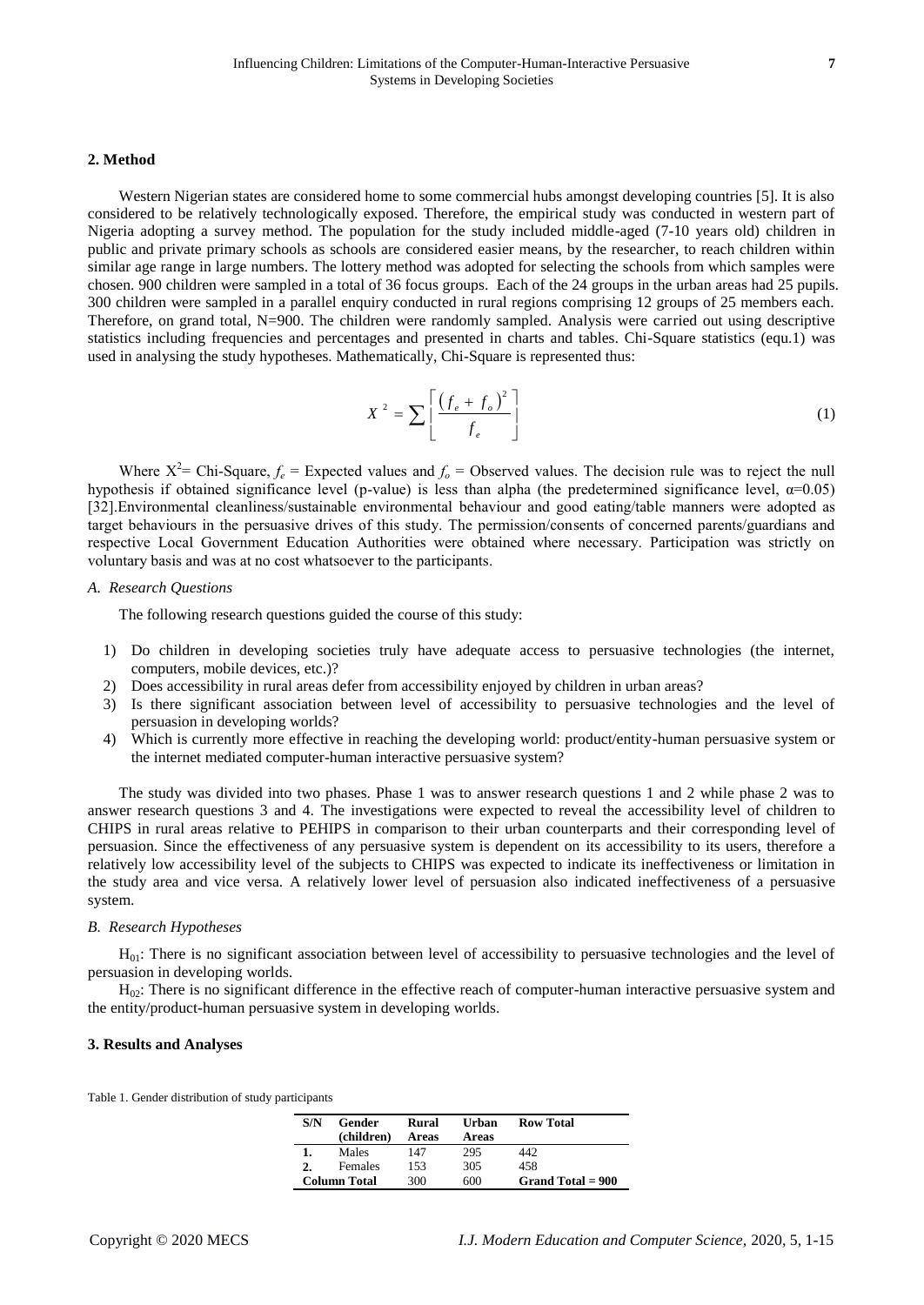## 2. Method

Western Nigerian states are considered home to some commercial hubs amongst developing countries [5]. It is also considered to be relatively technologically exposed. Therefore, the empirical study was conducted in western part of Nigeria adopting a survey method. The population for the study included middle-aged (7-10 years old) children in public and private primary schools as schools are considered easier means, by the researcher, to reach children within similar age range in large numbers. The lottery method was adopted for selecting the schools from which samples were chosen. 900 children were sampled in a total of 36 focus groups. Each of the 24 groups in the urban areas had 25 pupils. 300 children were sampled in a parallel enquiry conducted in rural regions comprising 12 groups of 25 members each. Therefore, on grand total, N=900. The children were randomly sampled. Analysis were carried out using descriptive statistics including frequencies and percentages and presented in charts and tables. Chi-Square statistics (equ.1) was used in analysing the study hypotheses. Mathematically, Chi-Square is represented thus:

$$X^2 = \sum \left[ \frac{(f_e + f_o)^2}{f_e} \right] \tag{1}$$

Where $X^2$= Chi-Square, $f_e$ = Expected values and $f_o$ = Observed values. The decision rule was to reject the null hypothesis if obtained significance level (p-value) is less than alpha (the predetermined significance level, $\alpha$=0.05) [32].Environmental cleanliness/sustainable environmental behaviour and good eating/table manners were adopted as target behaviours in the persuasive drives of this study. The permission/consents of concerned parents/guardians and respective Local Government Education Authorities were obtained where necessary. Participation was strictly on voluntary basis and was at no cost whatsoever to the participants.

### *A. Research Questions*

The following research questions guided the course of this study:

1) Do children in developing societies truly have adequate access to persuasive technologies (the internet, computers, mobile devices, etc.)?
2) Does accessibility in rural areas defer from accessibility enjoyed by children in urban areas?
3) Is there significant association between level of accessibility to persuasive technologies and the level of persuasion in developing worlds?
4) Which is currently more effective in reaching the developing world: product/entity-human persuasive system or the internet mediated computer-human interactive persuasive system?

The study was divided into two phases. Phase 1 was to answer research questions 1 and 2 while phase 2 was to answer research questions 3 and 4. The investigations were expected to reveal the accessibility level of children to CHIPS in rural areas relative to PEHIPS in comparison to their urban counterparts and their corresponding level of persuasion. Since the effectiveness of any persuasive system is dependent on its accessibility to its users, therefore a relatively low accessibility level of the subjects to CHIPS was expected to indicate its ineffectiveness or limitation in the study area and vice versa. A relatively lower level of persuasion also indicated ineffectiveness of a persuasive system.

### *B. Research Hypotheses*

$H_{01}$: There is no significant association between level of accessibility to persuasive technologies and the level of persuasion in developing worlds.

$H_{02}$: There is no significant difference in the effective reach of computer-human interactive persuasive system and the entity/product-human persuasive system in developing worlds.

## 3. Results and Analyses

Table 1. Gender distribution of study participants

| S/N | Gender (children) | Rural Areas | Urban Areas | Row Total |
|---|---|---|---|---|
| **1.** | Males | 147 | 295 | 442 |
| **2.** | Females | 153 | 305 | 458 |
| **Column Total** | | 300 | 600 | **Grand Total = 900** |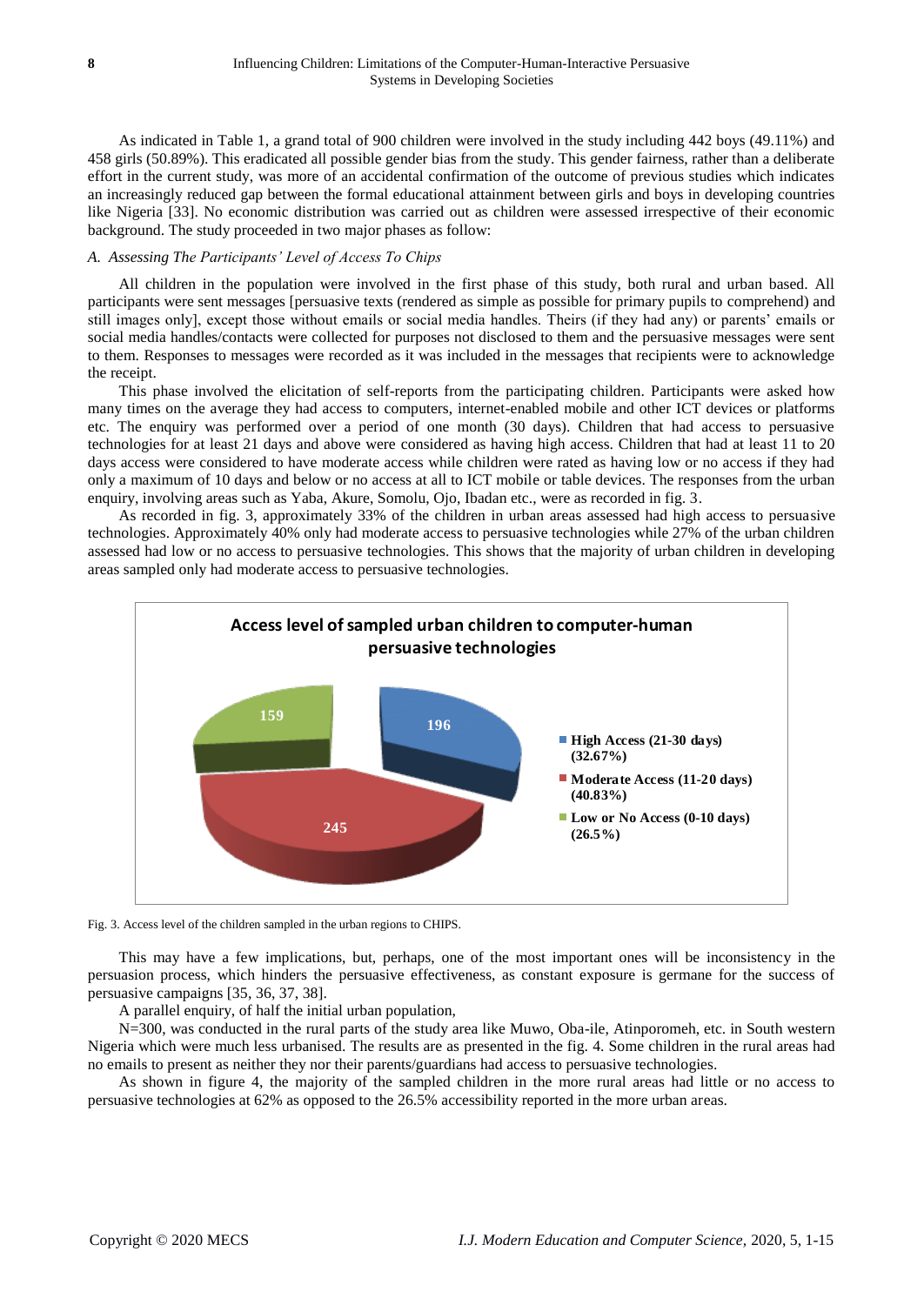As indicated in Table 1, a grand total of 900 children were involved in the study including 442 boys (49.11%) and 458 girls (50.89%). This eradicated all possible gender bias from the study. This gender fairness, rather than a deliberate effort in the current study, was more of an accidental confirmation of the outcome of previous studies which indicates an increasingly reduced gap between the formal educational attainment between girls and boys in developing countries like Nigeria [33]. No economic distribution was carried out as children were assessed irrespective of their economic background. The study proceeded in two major phases as follow:

### *A. Assessing The Participants' Level of Access To Chips*

All children in the population were involved in the first phase of this study, both rural and urban based. All participants were sent messages [persuasive texts (rendered as simple as possible for primary pupils to comprehend) and still images only], except those without emails or social media handles. Theirs (if they had any) or parents' emails or social media handles/contacts were collected for purposes not disclosed to them and the persuasive messages were sent to them. Responses to messages were recorded as it was included in the messages that recipients were to acknowledge the receipt.

This phase involved the elicitation of self-reports from the participating children. Participants were asked how many times on the average they had access to computers, internet-enabled mobile and other ICT devices or platforms etc. The enquiry was performed over a period of one month (30 days). Children that had access to persuasive technologies for at least 21 days and above were considered as having high access. Children that had at least 11 to 20 days access were considered to have moderate access while children were rated as having low or no access if they had only a maximum of 10 days and below or no access at all to ICT mobile or table devices. The responses from the urban enquiry, involving areas such as Yaba, Akure, Somolu, Ojo, Ibadan etc., were as recorded in fig. 3.

As recorded in fig. 3, approximately 33% of the children in urban areas assessed had high access to persuasive technologies. Approximately 40% only had moderate access to persuasive technologies while 27% of the urban children assessed had low or no access to persuasive technologies. This shows that the majority of urban children in developing areas sampled only had moderate access to persuasive technologies.

**Access level of sampled urban children to computer-human persuasive technologies**

| Access level | Number of children |
|---|---|
| High Access (21-30 days) (32.67%) | 196 |
| Moderate Access (11-20 days) (40.83%) | 245 |
| Low or No Access (0-10 days) (26.5%) | 159 |

Fig. 3. Access level of the children sampled in the urban regions to CHIPS.

This may have a few implications, but, perhaps, one of the most important ones will be inconsistency in the persuasion process, which hinders the persuasive effectiveness, as constant exposure is germane for the success of persuasive campaigns [35, 36, 37, 38].

A parallel enquiry, of half the initial urban population,

N=300, was conducted in the rural parts of the study area like Muwo, Oba-ile, Atinporomeh, etc. in South western Nigeria which were much less urbanised. The results are as presented in the fig. 4. Some children in the rural areas had no emails to present as neither they nor their parents/guardians had access to persuasive technologies.

As shown in figure 4, the majority of the sampled children in the more rural areas had little or no access to persuasive technologies at 62% as opposed to the 26.5% accessibility reported in the more urban areas.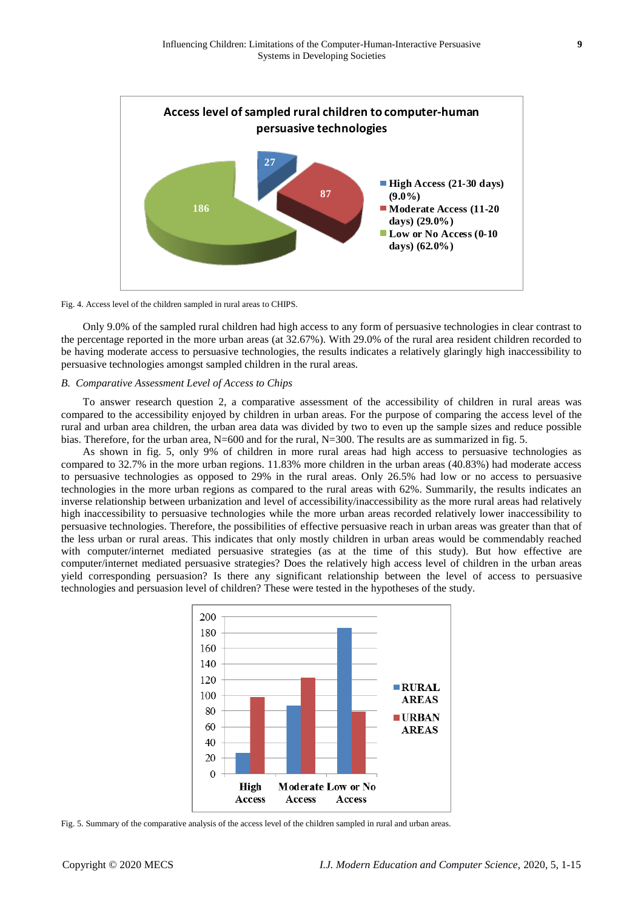Fig. 4. Access level of the children sampled in rural areas to CHIPS.

Only 9.0% of the sampled rural children had high access to any form of persuasive technologies in clear contrast to the percentage reported in the more urban areas (at 32.67%). With 29.0% of the rural area resident children recorded to be having moderate access to persuasive technologies, the results indicates a relatively glaringly high inaccessibility to persuasive technologies amongst sampled children in the rural areas.

### *B. Comparative Assessment Level of Access to Chips*

To answer research question 2, a comparative assessment of the accessibility of children in rural areas was compared to the accessibility enjoyed by children in urban areas. For the purpose of comparing the access level of the rural and urban area children, the urban area data was divided by two to even up the sample sizes and reduce possible bias. Therefore, for the urban area, N=600 and for the rural, N=300. The results are as summarized in fig. 5.

As shown in fig. 5, only 9% of children in more rural areas had high access to persuasive technologies as compared to 32.7% in the more urban regions. 11.83% more children in the urban areas (40.83%) had moderate access to persuasive technologies as opposed to 29% in the rural areas. Only 26.5% had low or no access to persuasive technologies in the more urban regions as compared to the rural areas with 62%. Summarily, the results indicates an inverse relationship between urbanization and level of accessibility/inaccessibility as the more rural areas had relatively high inaccessibility to persuasive technologies while the more urban areas recorded relatively lower inaccessibility to persuasive technologies. Therefore, the possibilities of effective persuasive reach in urban areas was greater than that of the less urban or rural areas. This indicates that only mostly children in urban areas would be commendably reached with computer/internet mediated persuasive strategies (as at the time of this study). But how effective are computer/internet mediated persuasive strategies? Does the relatively high access level of children in the urban areas yield corresponding persuasion? Is there any significant relationship between the level of access to persuasive technologies and persuasion level of children? These were tested in the hypotheses of the study.

Fig. 5. Summary of the comparative analysis of the access level of the children sampled in rural and urban areas.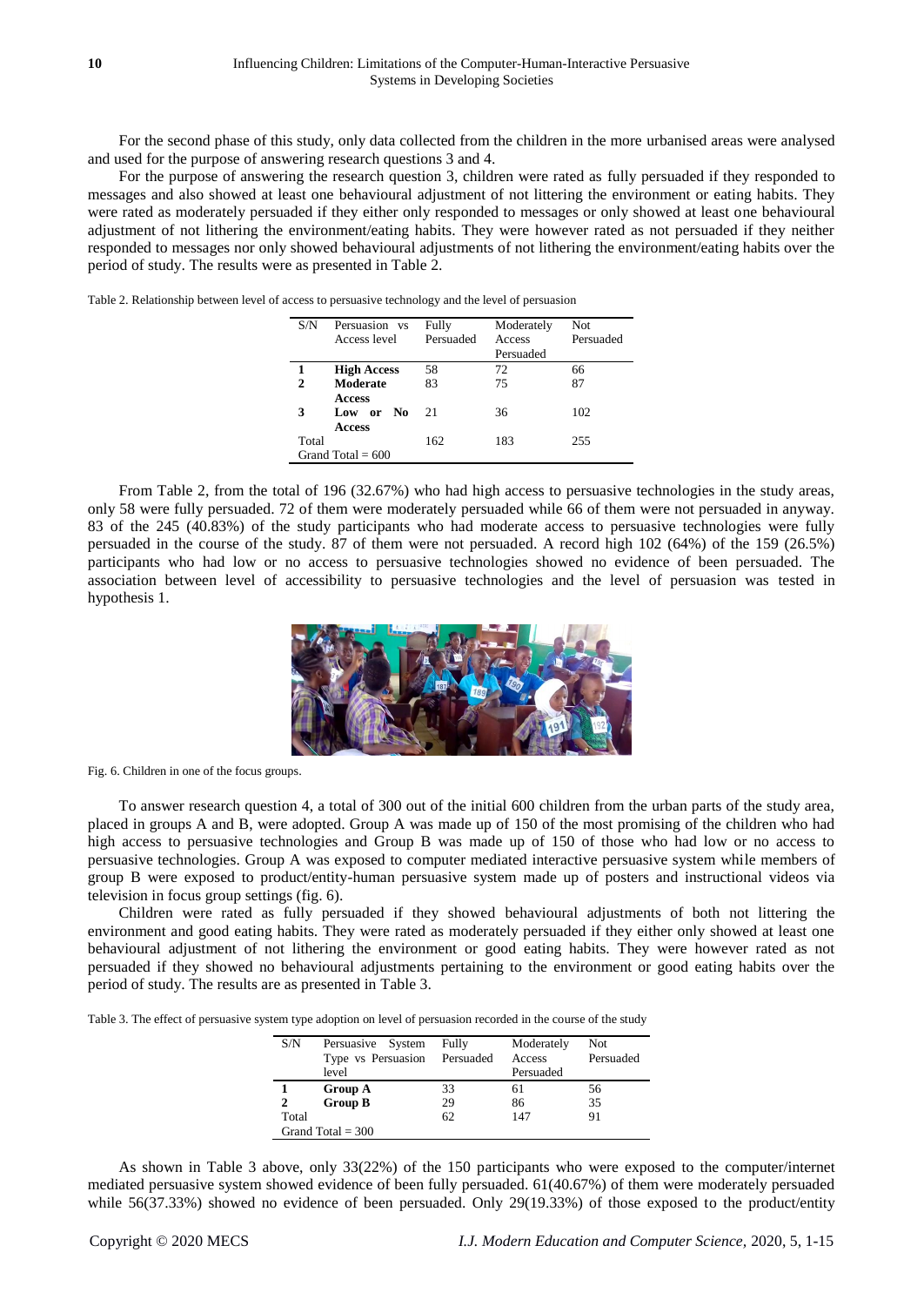For the second phase of this study, only data collected from the children in the more urbanised areas were analysed and used for the purpose of answering research questions 3 and 4.

For the purpose of answering the research question 3, children were rated as fully persuaded if they responded to messages and also showed at least one behavioural adjustment of not littering the environment or eating habits. They were rated as moderately persuaded if they either only responded to messages or only showed at least one behavioural adjustment of not lithering the environment/eating habits. They were however rated as not persuaded if they neither responded to messages nor only showed behavioural adjustments of not lithering the environment/eating habits over the period of study. The results were as presented in Table 2.

Table 2. Relationship between level of access to persuasive technology and the level of persuasion

| S/N | Persuasion vs Access level | Fully Persuaded | Moderately Access Persuaded | Not Persuaded |
|---|---|---|---|---|
| **1** | **High Access** | 58 | 72 | 66 |
| **2** | **Moderate Access** | 83 | 75 | 87 |
| **3** | **Low or No Access** | 21 | 36 | 102 |
| Total | | 162 | 183 | 255 |
| Grand Total = 600 | | | | |

From Table 2, from the total of 196 (32.67%) who had high access to persuasive technologies in the study areas, only 58 were fully persuaded. 72 of them were moderately persuaded while 66 of them were not persuaded in anyway. 83 of the 245 (40.83%) of the study participants who had moderate access to persuasive technologies were fully persuaded in the course of the study. 87 of them were not persuaded. A record high 102 (64%) of the 159 (26.5%) participants who had low or no access to persuasive technologies showed no evidence of been persuaded. The association between level of accessibility to persuasive technologies and the level of persuasion was tested in hypothesis 1.

Fig. 6. Children in one of the focus groups.

To answer research question 4, a total of 300 out of the initial 600 children from the urban parts of the study area, placed in groups A and B, were adopted. Group A was made up of 150 of the most promising of the children who had high access to persuasive technologies and Group B was made up of 150 of those who had low or no access to persuasive technologies. Group A was exposed to computer mediated interactive persuasive system while members of group B were exposed to product/entity-human persuasive system made up of posters and instructional videos via television in focus group settings (fig. 6).

Children were rated as fully persuaded if they showed behavioural adjustments of both not littering the environment and good eating habits. They were rated as moderately persuaded if they either only showed at least one behavioural adjustment of not lithering the environment or good eating habits. They were however rated as not persuaded if they showed no behavioural adjustments pertaining to the environment or good eating habits over the period of study. The results are as presented in Table 3.

Table 3. The effect of persuasive system type adoption on level of persuasion recorded in the course of the study

| S/N | Persuasive System Type vs Persuasion level | Fully Persuaded | Moderately Access Persuaded | Not Persuaded |
|---|---|---|---|---|
| **1** | **Group A** | 33 | 61 | 56 |
| **2** | **Group B** | 29 | 86 | 35 |
| Total | | 62 | 147 | 91 |
| Grand Total = 300 | | | | |

As shown in Table 3 above, only 33(22%) of the 150 participants who were exposed to the computer/internet mediated persuasive system showed evidence of been fully persuaded. 61(40.67%) of them were moderately persuaded while 56(37.33%) showed no evidence of been persuaded. Only 29(19.33%) of those exposed to the product/entity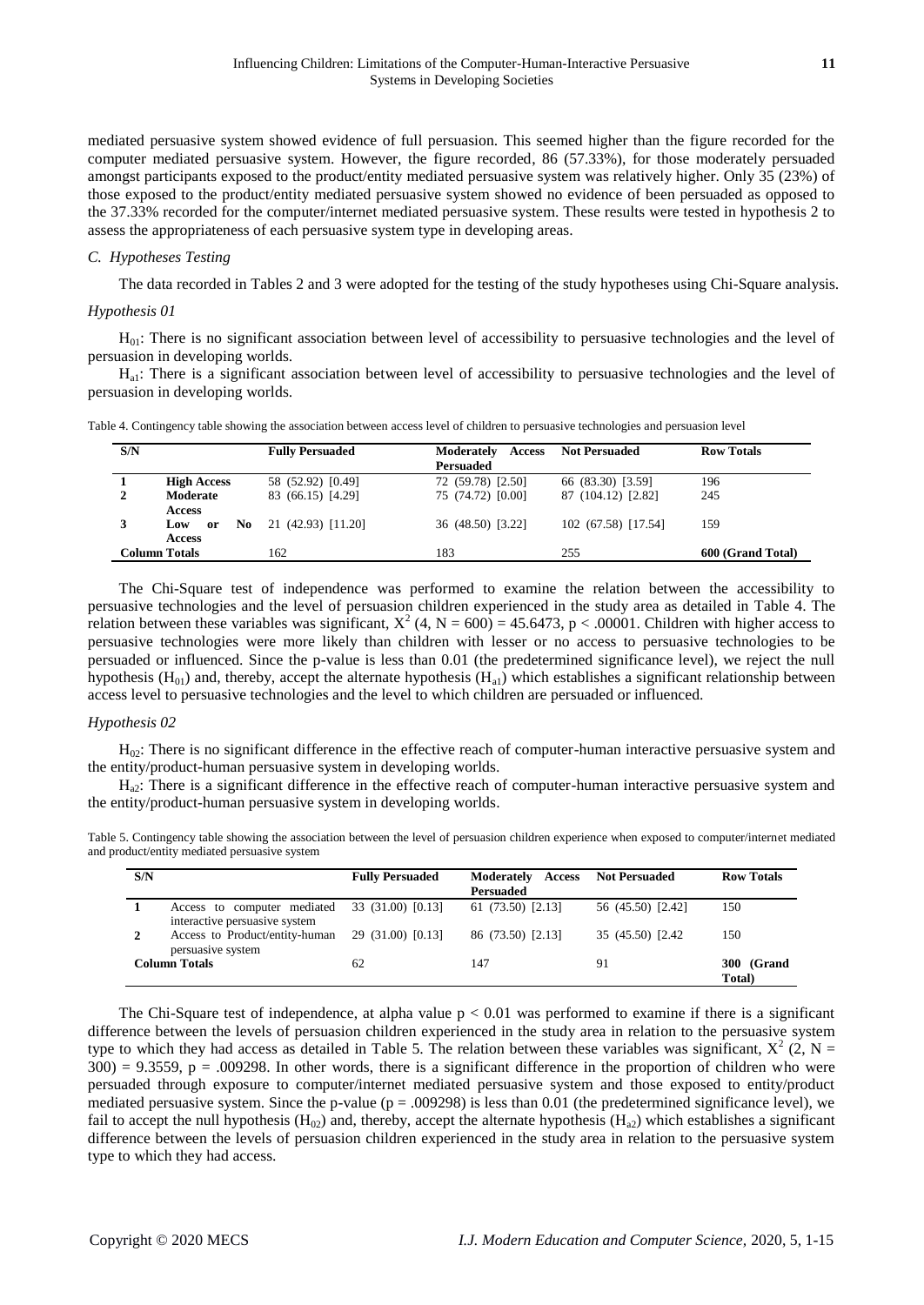mediated persuasive system showed evidence of full persuasion. This seemed higher than the figure recorded for the computer mediated persuasive system. However, the figure recorded, 86 (57.33%), for those moderately persuaded amongst participants exposed to the product/entity mediated persuasive system was relatively higher. Only 35 (23%) of those exposed to the product/entity mediated persuasive system showed no evidence of been persuaded as opposed to the 37.33% recorded for the computer/internet mediated persuasive system. These results were tested in hypothesis 2 to assess the appropriateness of each persuasive system type in developing areas.

### *C. Hypotheses Testing*

The data recorded in Tables 2 and 3 were adopted for the testing of the study hypotheses using Chi-Square analysis.

*Hypothesis 01*

$H_{01}$: There is no significant association between level of accessibility to persuasive technologies and the level of persuasion in developing worlds.

$H_{a1}$: There is a significant association between level of accessibility to persuasive technologies and the level of persuasion in developing worlds.

Table 4. Contingency table showing the association between access level of children to persuasive technologies and persuasion level

| S/N | | Fully Persuaded | Moderately Access Persuaded | Not Persuaded | Row Totals |
|---|---|---|---|---|---|
| 1 | High Access | 58 (52.92) [0.49] | 72 (59.78) [2.50] | 66 (83.30) [3.59] | 196 |
| 2 | Moderate Access | 83 (66.15) [4.29] | 75 (74.72) [0.00] | 87 (104.12) [2.82] | 245 |
| 3 | Low or No Access | 21 (42.93) [11.20] | 36 (48.50) [3.22] | 102 (67.58) [17.54] | 159 |
| Column Totals | | 162 | 183 | 255 | 600 (Grand Total) |

The Chi-Square test of independence was performed to examine the relation between the accessibility to persuasive technologies and the level of persuasion children experienced in the study area as detailed in Table 4. The relation between these variables was significant, $X^2$ (4, N = 600) = 45.6473, p < .00001. Children with higher access to persuasive technologies were more likely than children with lesser or no access to persuasive technologies to be persuaded or influenced. Since the p-value is less than 0.01 (the predetermined significance level), we reject the null hypothesis ($H_{01}$) and, thereby, accept the alternate hypothesis ($H_{a1}$) which establishes a significant relationship between access level to persuasive technologies and the level to which children are persuaded or influenced.

*Hypothesis 02*

$H_{02}$: There is no significant difference in the effective reach of computer-human interactive persuasive system and the entity/product-human persuasive system in developing worlds.

$H_{a2}$: There is a significant difference in the effective reach of computer-human interactive persuasive system and the entity/product-human persuasive system in developing worlds.

Table 5. Contingency table showing the association between the level of persuasion children experience when exposed to computer/internet mediated and product/entity mediated persuasive system

| S/N | | Fully Persuaded | Moderately Access Persuaded | Not Persuaded | Row Totals |
|---|---|---|---|---|---|
| 1 | Access to computer mediated interactive persuasive system | 33 (31.00) [0.13] | 61 (73.50) [2.13] | 56 (45.50) [2.42] | 150 |
| 2 | Access to Product/entity-human persuasive system | 29 (31.00) [0.13] | 86 (73.50) [2.13] | 35 (45.50) [2.42 | 150 |
| Column Totals | | 62 | 147 | 91 | 300 (Grand Total) |

The Chi-Square test of independence, at alpha value p < 0.01 was performed to examine if there is a significant difference between the levels of persuasion children experienced in the study area in relation to the persuasive system type to which they had access as detailed in Table 5. The relation between these variables was significant, $X^2$ (2, N = 300) = 9.3559, p = .009298. In other words, there is a significant difference in the proportion of children who were persuaded through exposure to computer/internet mediated persuasive system and those exposed to entity/product mediated persuasive system. Since the p-value (p = .009298) is less than 0.01 (the predetermined significance level), we fail to accept the null hypothesis ($H_{02}$) and, thereby, accept the alternate hypothesis ($H_{a2}$) which establishes a significant difference between the levels of persuasion children experienced in the study area in relation to the persuasive system type to which they had access.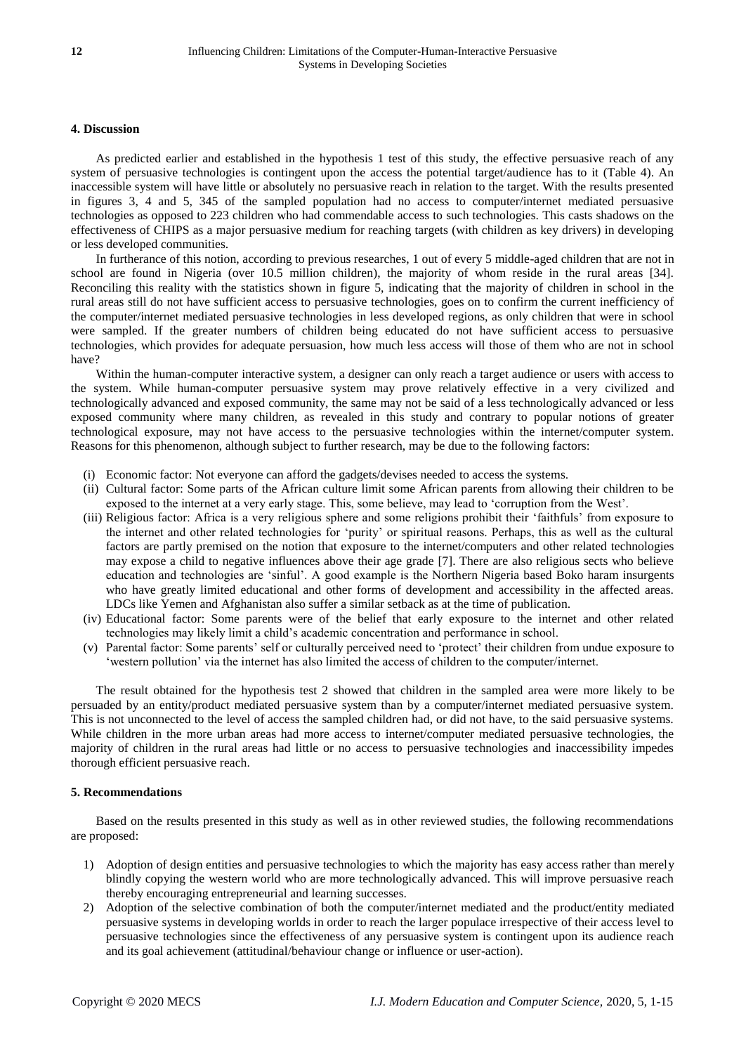## 4. Discussion

As predicted earlier and established in the hypothesis 1 test of this study, the effective persuasive reach of any system of persuasive technologies is contingent upon the access the potential target/audience has to it (Table 4). An inaccessible system will have little or absolutely no persuasive reach in relation to the target. With the results presented in figures 3, 4 and 5, 345 of the sampled population had no access to computer/internet mediated persuasive technologies as opposed to 223 children who had commendable access to such technologies. This casts shadows on the effectiveness of CHIPS as a major persuasive medium for reaching targets (with children as key drivers) in developing or less developed communities.

In furtherance of this notion, according to previous researches, 1 out of every 5 middle-aged children that are not in school are found in Nigeria (over 10.5 million children), the majority of whom reside in the rural areas [34]. Reconciling this reality with the statistics shown in figure 5, indicating that the majority of children in school in the rural areas still do not have sufficient access to persuasive technologies, goes on to confirm the current inefficiency of the computer/internet mediated persuasive technologies in less developed regions, as only children that were in school were sampled. If the greater numbers of children being educated do not have sufficient access to persuasive technologies, which provides for adequate persuasion, how much less access will those of them who are not in school have?

Within the human-computer interactive system, a designer can only reach a target audience or users with access to the system. While human-computer persuasive system may prove relatively effective in a very civilized and technologically advanced and exposed community, the same may not be said of a less technologically advanced or less exposed community where many children, as revealed in this study and contrary to popular notions of greater technological exposure, may not have access to the persuasive technologies within the internet/computer system. Reasons for this phenomenon, although subject to further research, may be due to the following factors:

- (i) Economic factor: Not everyone can afford the gadgets/devises needed to access the systems.
- (ii) Cultural factor: Some parts of the African culture limit some African parents from allowing their children to be exposed to the internet at a very early stage. This, some believe, may lead to 'corruption from the West'.
- (iii) Religious factor: Africa is a very religious sphere and some religions prohibit their 'faithfuls' from exposure to the internet and other related technologies for 'purity' or spiritual reasons. Perhaps, this as well as the cultural factors are partly premised on the notion that exposure to the internet/computers and other related technologies may expose a child to negative influences above their age grade [7]. There are also religious sects who believe education and technologies are 'sinful'. A good example is the Northern Nigeria based Boko haram insurgents who have greatly limited educational and other forms of development and accessibility in the affected areas. LDCs like Yemen and Afghanistan also suffer a similar setback as at the time of publication.
- (iv) Educational factor: Some parents were of the belief that early exposure to the internet and other related technologies may likely limit a child's academic concentration and performance in school.
- (v) Parental factor: Some parents' self or culturally perceived need to 'protect' their children from undue exposure to 'western pollution' via the internet has also limited the access of children to the computer/internet.

The result obtained for the hypothesis test 2 showed that children in the sampled area were more likely to be persuaded by an entity/product mediated persuasive system than by a computer/internet mediated persuasive system. This is not unconnected to the level of access the sampled children had, or did not have, to the said persuasive systems. While children in the more urban areas had more access to internet/computer mediated persuasive technologies, the majority of children in the rural areas had little or no access to persuasive technologies and inaccessibility impedes thorough efficient persuasive reach.

## 5. Recommendations

Based on the results presented in this study as well as in other reviewed studies, the following recommendations are proposed:

1) Adoption of design entities and persuasive technologies to which the majority has easy access rather than merely blindly copying the western world who are more technologically advanced. This will improve persuasive reach thereby encouraging entrepreneurial and learning successes.
2) Adoption of the selective combination of both the computer/internet mediated and the product/entity mediated persuasive systems in developing worlds in order to reach the larger populace irrespective of their access level to persuasive technologies since the effectiveness of any persuasive system is contingent upon its audience reach and its goal achievement (attitudinal/behaviour change or influence or user-action).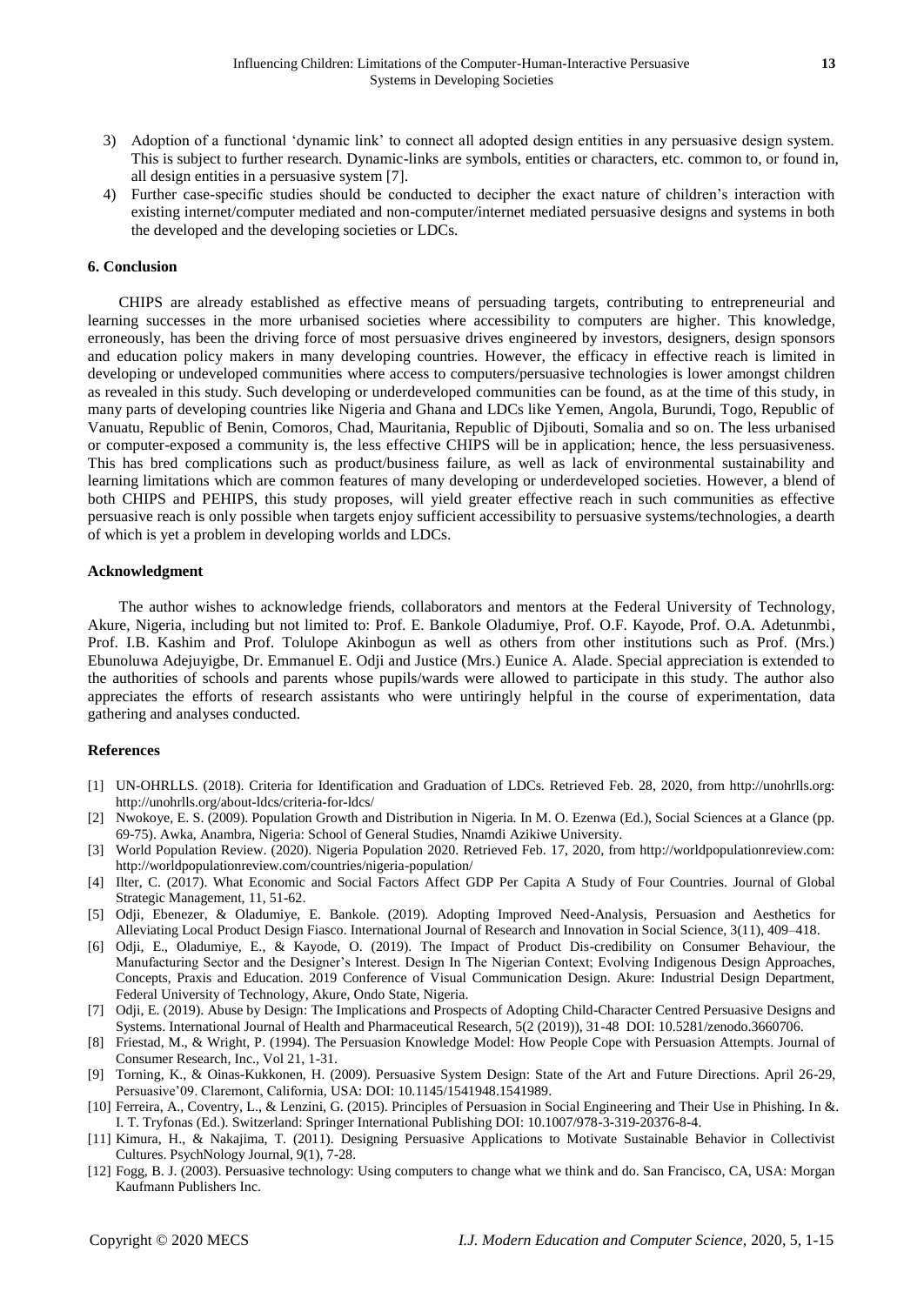3) Adoption of a functional 'dynamic link' to connect all adopted design entities in any persuasive design system. This is subject to further research. Dynamic-links are symbols, entities or characters, etc. common to, or found in, all design entities in a persuasive system [7].
4) Further case-specific studies should be conducted to decipher the exact nature of children's interaction with existing internet/computer mediated and non-computer/internet mediated persuasive designs and systems in both the developed and the developing societies or LDCs.

## 6. Conclusion

CHIPS are already established as effective means of persuading targets, contributing to entrepreneurial and learning successes in the more urbanised societies where accessibility to computers are higher. This knowledge, erroneously, has been the driving force of most persuasive drives engineered by investors, designers, design sponsors and education policy makers in many developing countries. However, the efficacy in effective reach is limited in developing or undeveloped communities where access to computers/persuasive technologies is lower amongst children as revealed in this study. Such developing or underdeveloped communities can be found, as at the time of this study, in many parts of developing countries like Nigeria and Ghana and LDCs like Yemen, Angola, Burundi, Togo, Republic of Vanuatu, Republic of Benin, Comoros, Chad, Mauritania, Republic of Djibouti, Somalia and so on. The less urbanised or computer-exposed a community is, the less effective CHIPS will be in application; hence, the less persuasiveness. This has bred complications such as product/business failure, as well as lack of environmental sustainability and learning limitations which are common features of many developing or underdeveloped societies. However, a blend of both CHIPS and PEHIPS, this study proposes, will yield greater effective reach in such communities as effective persuasive reach is only possible when targets enjoy sufficient accessibility to persuasive systems/technologies, a dearth of which is yet a problem in developing worlds and LDCs.

## Acknowledgment

The author wishes to acknowledge friends, collaborators and mentors at the Federal University of Technology, Akure, Nigeria, including but not limited to: Prof. E. Bankole Oladumiye, Prof. O.F. Kayode, Prof. O.A. Adetunmbi, Prof. I.B. Kashim and Prof. Tolulope Akinbogun as well as others from other institutions such as Prof. (Mrs.) Ebunoluwa Adejuyigbe, Dr. Emmanuel E. Odji and Justice (Mrs.) Eunice A. Alade. Special appreciation is extended to the authorities of schools and parents whose pupils/wards were allowed to participate in this study. The author also appreciates the efforts of research assistants who were untiringly helpful in the course of experimentation, data gathering and analyses conducted.

## References

[1] UN-OHRLLS. (2018). Criteria for Identification and Graduation of LDCs. Retrieved Feb. 28, 2020, from http://unohrlls.org: http://unohrlls.org/about-ldcs/criteria-for-ldcs/

[2] Nwokoye, E. S. (2009). Population Growth and Distribution in Nigeria. In M. O. Ezenwa (Ed.), Social Sciences at a Glance (pp. 69-75). Awka, Anambra, Nigeria: School of General Studies, Nnamdi Azikiwe University.

[3] World Population Review. (2020). Nigeria Population 2020. Retrieved Feb. 17, 2020, from http://worldpopulationreview.com: http://worldpopulationreview.com/countries/nigeria-population/

[4] Ilter, C. (2017). What Economic and Social Factors Affect GDP Per Capita A Study of Four Countries. Journal of Global Strategic Management, 11, 51-62.

[5] Odji, Ebenezer, & Oladumiye, E. Bankole. (2019). Adopting Improved Need-Analysis, Persuasion and Aesthetics for Alleviating Local Product Design Fiasco. International Journal of Research and Innovation in Social Science, 3(11), 409–418.

[6] Odji, E., Oladumiye, E., & Kayode, O. (2019). The Impact of Product Dis-credibility on Consumer Behaviour, the Manufacturing Sector and the Designer's Interest. Design In The Nigerian Context; Evolving Indigenous Design Approaches, Concepts, Praxis and Education. 2019 Conference of Visual Communication Design. Akure: Industrial Design Department, Federal University of Technology, Akure, Ondo State, Nigeria.

[7] Odji, E. (2019). Abuse by Design: The Implications and Prospects of Adopting Child-Character Centred Persuasive Designs and Systems. International Journal of Health and Pharmaceutical Research, 5(2 (2019)), 31-48 DOI: 10.5281/zenodo.3660706.

[8] Friestad, M., & Wright, P. (1994). The Persuasion Knowledge Model: How People Cope with Persuasion Attempts. Journal of Consumer Research, Inc., Vol 21, 1-31.

[9] Torning, K., & Oinas-Kukkonen, H. (2009). Persuasive System Design: State of the Art and Future Directions. April 26-29, Persuasive'09. Claremont, California, USA: DOI: 10.1145/1541948.1541989.

[10] Ferreira, A., Coventry, L., & Lenzini, G. (2015). Principles of Persuasion in Social Engineering and Their Use in Phishing. In &. I. T. Tryfonas (Ed.). Switzerland: Springer International Publishing DOI: 10.1007/978-3-319-20376-8-4.

[11] Kimura, H., & Nakajima, T. (2011). Designing Persuasive Applications to Motivate Sustainable Behavior in Collectivist Cultures. PsychNology Journal, 9(1), 7-28.

[12] Fogg, B. J. (2003). Persuasive technology: Using computers to change what we think and do. San Francisco, CA, USA: Morgan Kaufmann Publishers Inc.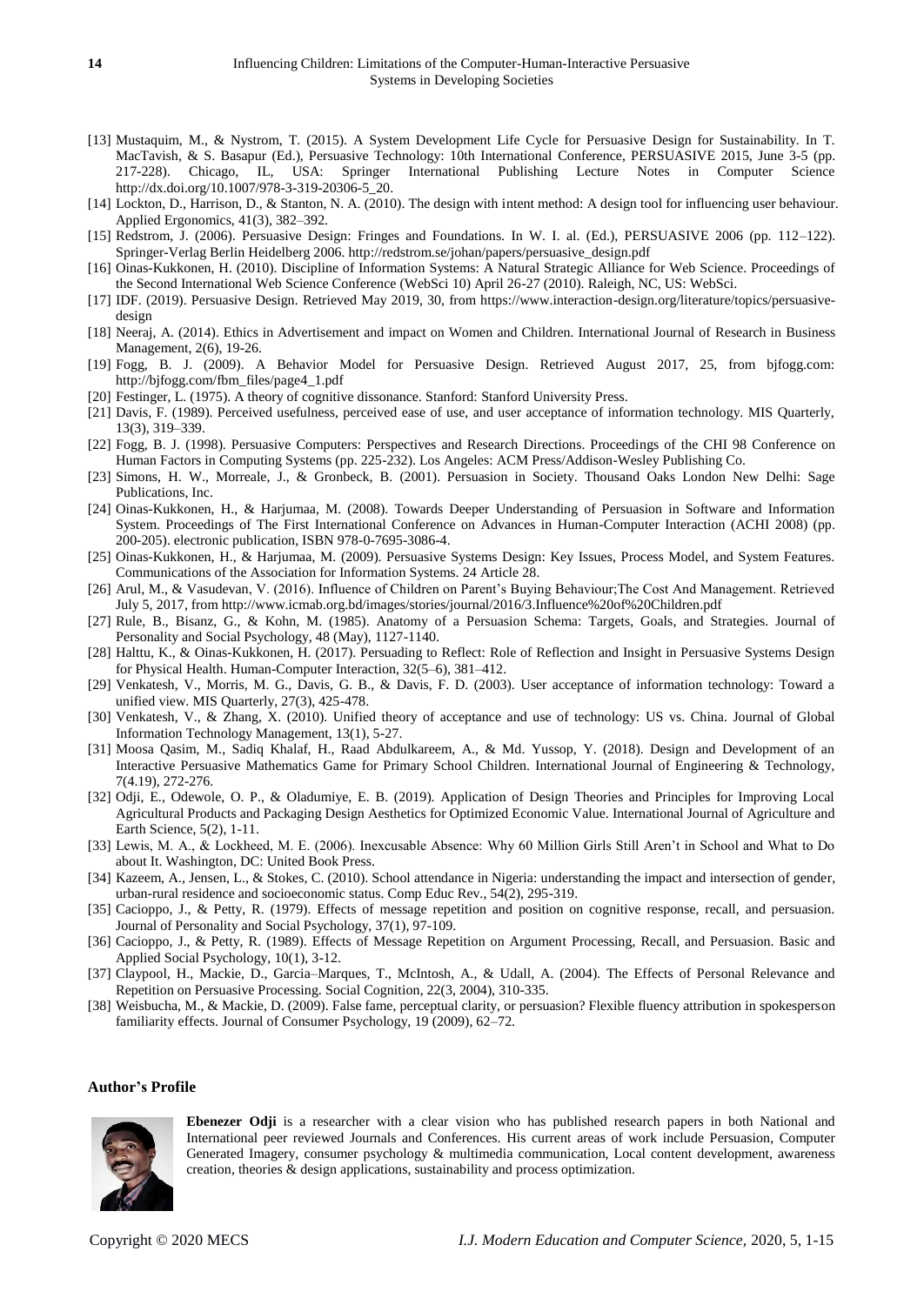[13] Mustaquim, M., & Nystrom, T. (2015). A System Development Life Cycle for Persuasive Design for Sustainability. In T. MacTavish, & S. Basapur (Ed.), Persuasive Technology: 10th International Conference, PERSUASIVE 2015, June 3-5 (pp. 217-228). Chicago, IL, USA: Springer International Publishing Lecture Notes in Computer Science http://dx.doi.org/10.1007/978-3-319-20306-5_20.

[14] Lockton, D., Harrison, D., & Stanton, N. A. (2010). The design with intent method: A design tool for influencing user behaviour. Applied Ergonomics, 41(3), 382–392.

[15] Redstrom, J. (2006). Persuasive Design: Fringes and Foundations. In W. I. al. (Ed.), PERSUASIVE 2006 (pp. 112–122). Springer-Verlag Berlin Heidelberg 2006. http://redstrom.se/johan/papers/persuasive_design.pdf

[16] Oinas-Kukkonen, H. (2010). Discipline of Information Systems: A Natural Strategic Alliance for Web Science. Proceedings of the Second International Web Science Conference (WebSci 10) April 26-27 (2010). Raleigh, NC, US: WebSci.

[17] IDF. (2019). Persuasive Design. Retrieved May 2019, 30, from https://www.interaction-design.org/literature/topics/persuasive-design

[18] Neeraj, A. (2014). Ethics in Advertisement and impact on Women and Children. International Journal of Research in Business Management, 2(6), 19-26.

[19] Fogg, B. J. (2009). A Behavior Model for Persuasive Design. Retrieved August 2017, 25, from bjfogg.com: http://bjfogg.com/fbm_files/page4_1.pdf

[20] Festinger, L. (1975). A theory of cognitive dissonance. Stanford: Stanford University Press.

[21] Davis, F. (1989). Perceived usefulness, perceived ease of use, and user acceptance of information technology. MIS Quarterly, 13(3), 319–339.

[22] Fogg, B. J. (1998). Persuasive Computers: Perspectives and Research Directions. Proceedings of the CHI 98 Conference on Human Factors in Computing Systems (pp. 225-232). Los Angeles: ACM Press/Addison-Wesley Publishing Co.

[23] Simons, H. W., Morreale, J., & Gronbeck, B. (2001). Persuasion in Society. Thousand Oaks London New Delhi: Sage Publications, Inc.

[24] Oinas-Kukkonen, H., & Harjumaa, M. (2008). Towards Deeper Understanding of Persuasion in Software and Information System. Proceedings of The First International Conference on Advances in Human-Computer Interaction (ACHI 2008) (pp. 200-205). electronic publication, ISBN 978-0-7695-3086-4.

[25] Oinas-Kukkonen, H., & Harjumaa, M. (2009). Persuasive Systems Design: Key Issues, Process Model, and System Features. Communications of the Association for Information Systems. 24 Article 28.

[26] Arul, M., & Vasudevan, V. (2016). Influence of Children on Parent's Buying Behaviour;The Cost And Management. Retrieved July 5, 2017, from http://www.icmab.org.bd/images/stories/journal/2016/3.Influence%20of%20Children.pdf

[27] Rule, B., Bisanz, G., & Kohn, M. (1985). Anatomy of a Persuasion Schema: Targets, Goals, and Strategies. Journal of Personality and Social Psychology, 48 (May), 1127-1140.

[28] Halttu, K., & Oinas-Kukkonen, H. (2017). Persuading to Reflect: Role of Reflection and Insight in Persuasive Systems Design for Physical Health. Human-Computer Interaction, 32(5–6), 381–412.

[29] Venkatesh, V., Morris, M. G., Davis, G. B., & Davis, F. D. (2003). User acceptance of information technology: Toward a unified view. MIS Quarterly, 27(3), 425-478.

[30] Venkatesh, V., & Zhang, X. (2010). Unified theory of acceptance and use of technology: US vs. China. Journal of Global Information Technology Management, 13(1), 5-27.

[31] Moosa Qasim, M., Sadiq Khalaf, H., Raad Abdulkareem, A., & Md. Yussop, Y. (2018). Design and Development of an Interactive Persuasive Mathematics Game for Primary School Children. International Journal of Engineering & Technology, 7(4.19), 272-276.

[32] Odji, E., Odewole, O. P., & Oladumiye, E. B. (2019). Application of Design Theories and Principles for Improving Local Agricultural Products and Packaging Design Aesthetics for Optimized Economic Value. International Journal of Agriculture and Earth Science, 5(2), 1-11.

[33] Lewis, M. A., & Lockheed, M. E. (2006). Inexcusable Absence: Why 60 Million Girls Still Aren't in School and What to Do about It. Washington, DC: United Book Press.

[34] Kazeem, A., Jensen, L., & Stokes, C. (2010). School attendance in Nigeria: understanding the impact and intersection of gender, urban-rural residence and socioeconomic status. Comp Educ Rev., 54(2), 295-319.

[35] Cacioppo, J., & Petty, R. (1979). Effects of message repetition and position on cognitive response, recall, and persuasion. Journal of Personality and Social Psychology, 37(1), 97-109.

[36] Cacioppo, J., & Petty, R. (1989). Effects of Message Repetition on Argument Processing, Recall, and Persuasion. Basic and Applied Social Psychology, 10(1), 3-12.

[37] Claypool, H., Mackie, D., Garcia–Marques, T., McIntosh, A., & Udall, A. (2004). The Effects of Personal Relevance and Repetition on Persuasive Processing. Social Cognition, 22(3, 2004), 310-335.

[38] Weisbucha, M., & Mackie, D. (2009). False fame, perceptual clarity, or persuasion? Flexible fluency attribution in spokesperson familiarity effects. Journal of Consumer Psychology, 19 (2009), 62–72.

## Author's Profile

**Ebenezer Odji** is a researcher with a clear vision who has published research papers in both National and International peer reviewed Journals and Conferences. His current areas of work include Persuasion, Computer Generated Imagery, consumer psychology & multimedia communication, Local content development, awareness creation, theories & design applications, sustainability and process optimization.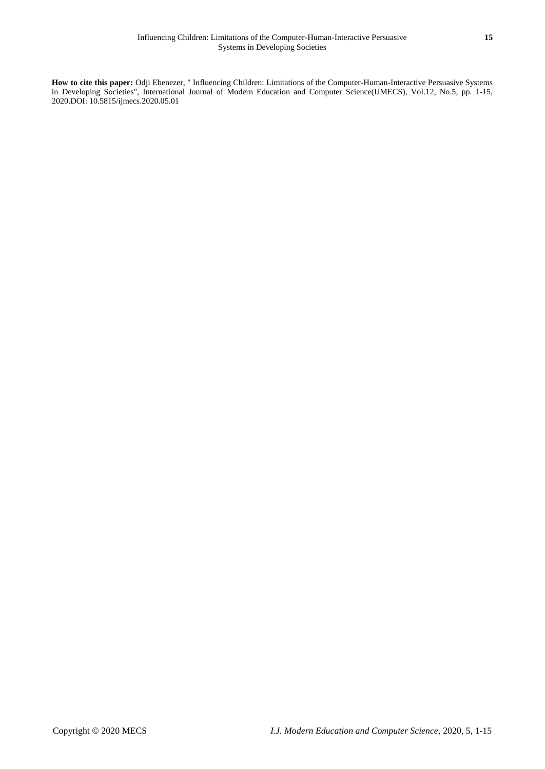**How to cite this paper:** Odji Ebenezer, " Influencing Children: Limitations of the Computer-Human-Interactive Persuasive Systems in Developing Societies", International Journal of Modern Education and Computer Science(IJMECS), Vol.12, No.5, pp. 1-15, 2020.DOI: 10.5815/ijmecs.2020.05.01